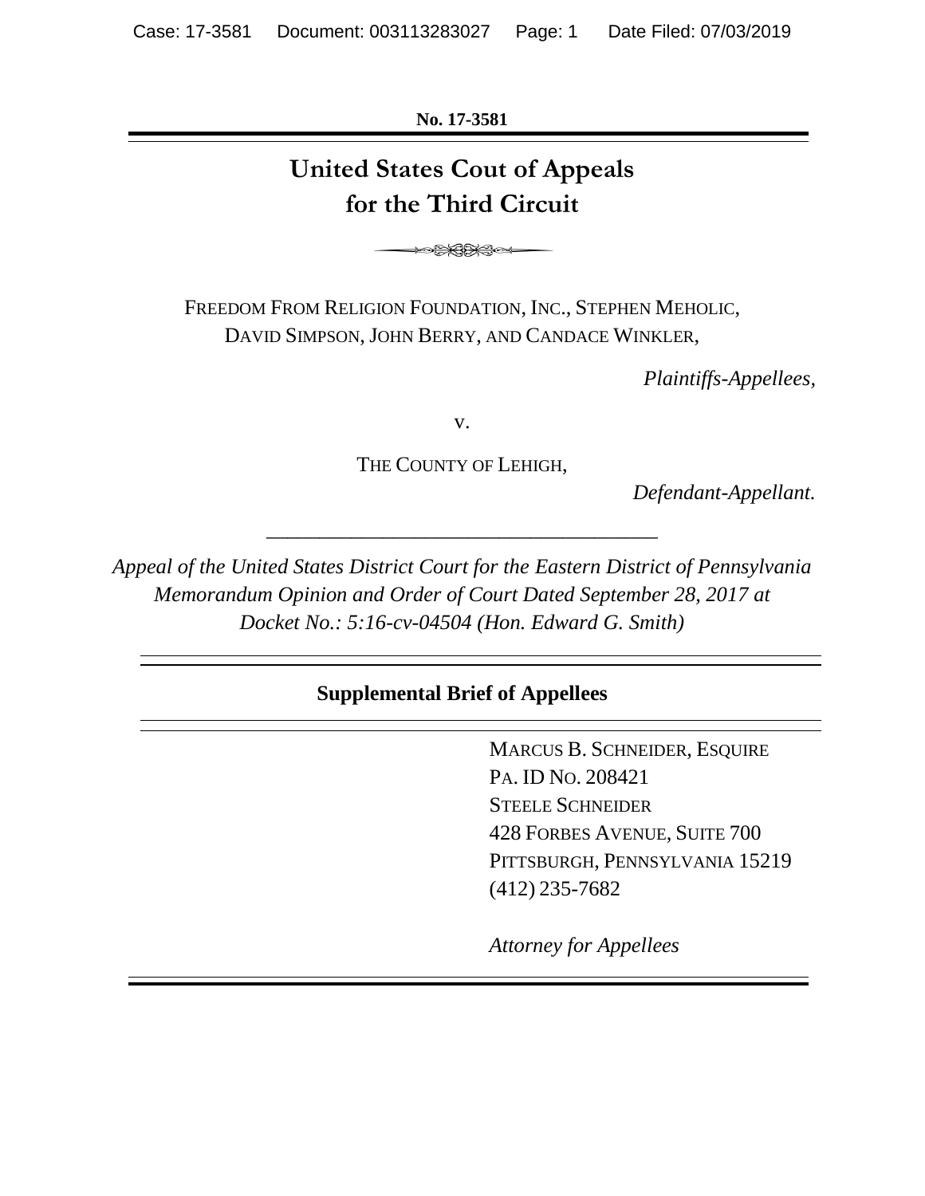No. 17-3581

# United States Cout of Appeals for the Third Circuit

FREEDOM FROM RELIGION FOUNDATION, INC., STEPHEN MEHOLIC, DAVID SIMPSON, JOHN BERRY, AND CANDACE WINKLER,

*Plaintiffs-Appellees,*

v.

THE COUNTY OF LEHIGH,

*Defendant-Appellant.*

---

*Appeal of the United States District Court for the Eastern District of Pennsylvania Memorandum Opinion and Order of Court Dated September 28, 2017 at Docket No.: 5:16-cv-04504 (Hon. Edward G. Smith)*

## Supplemental Brief of Appellees

MARCUS B. SCHNEIDER, ESQUIRE
PA. ID NO. 208421
STEELE SCHNEIDER
428 FORBES AVENUE, SUITE 700
PITTSBURGH, PENNSYLVANIA 15219
(412) 235-7682

*Attorney for Appellees*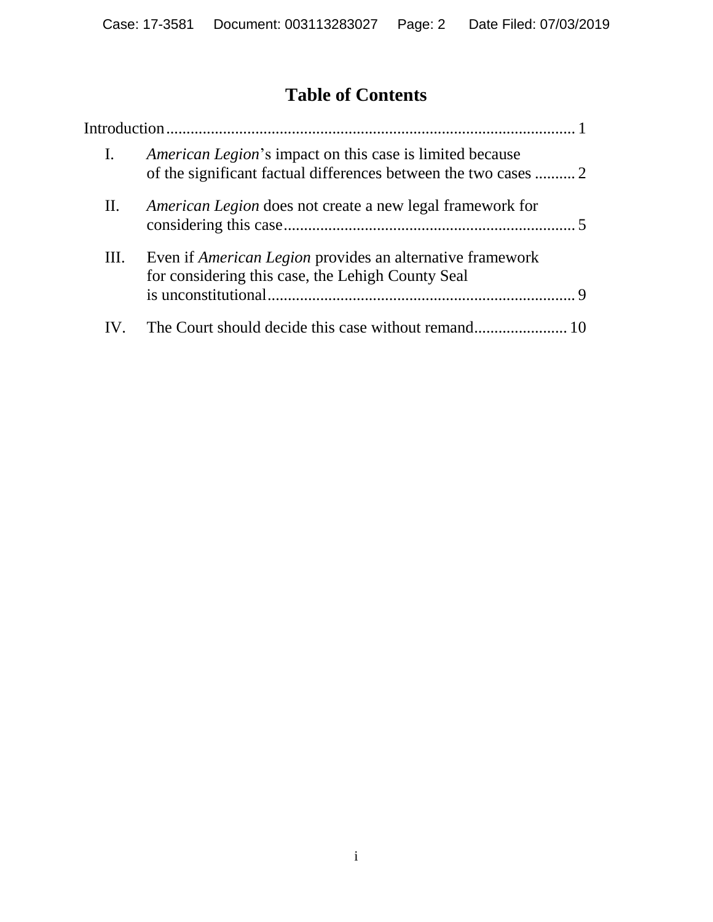# Table of Contents

Introduction ... 1

I. *American Legion*'s impact on this case is limited because of the significant factual differences between the two cases ... 2

II. *American Legion* does not create a new legal framework for considering this case ... 5

III. Even if *American Legion* provides an alternative framework for considering this case, the Lehigh County Seal is unconstitutional ... 9

IV. The Court should decide this case without remand ... 10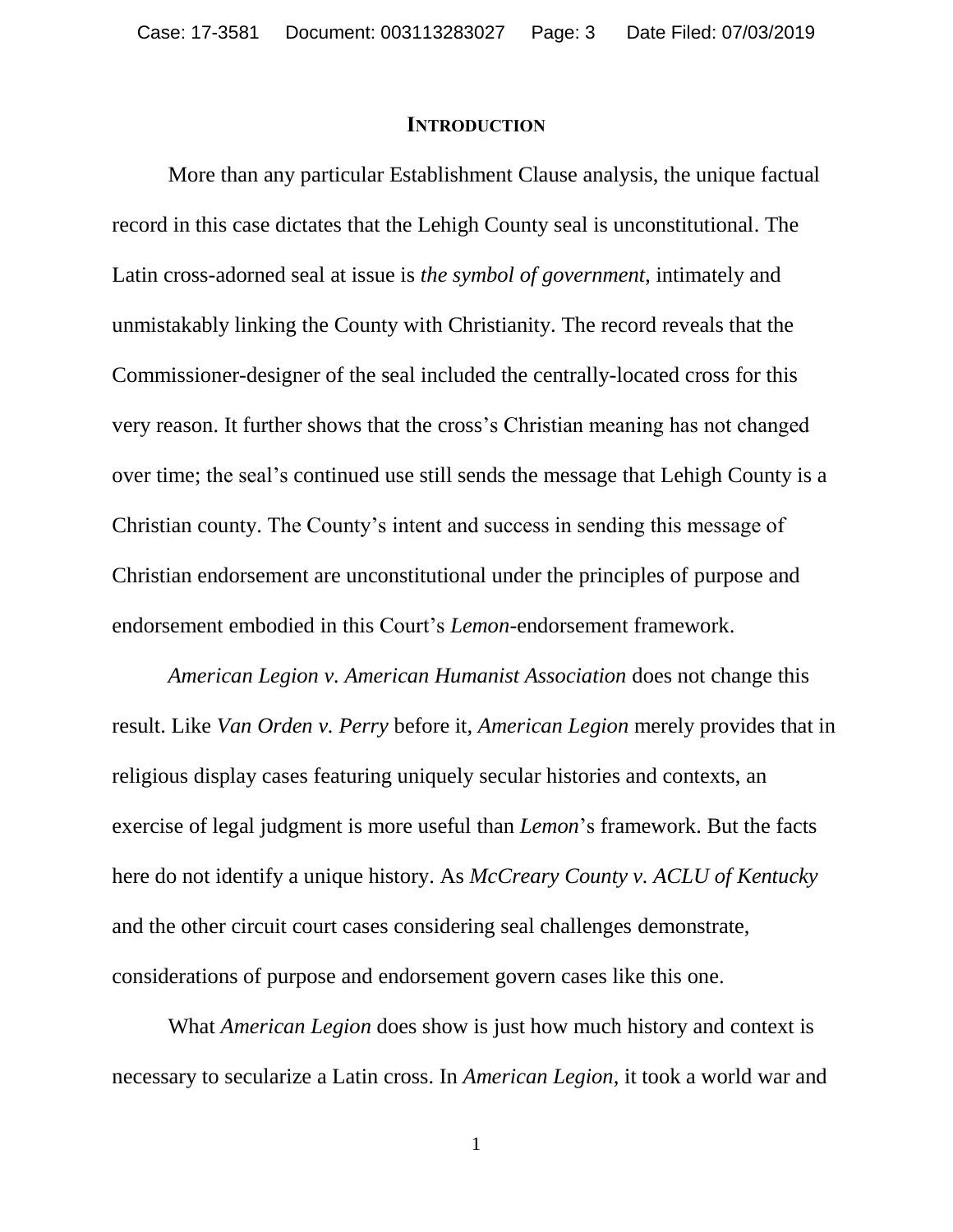## INTRODUCTION

More than any particular Establishment Clause analysis, the unique factual record in this case dictates that the Lehigh County seal is unconstitutional. The Latin cross-adorned seal at issue is *the symbol of government*, intimately and unmistakably linking the County with Christianity. The record reveals that the Commissioner-designer of the seal included the centrally-located cross for this very reason. It further shows that the cross's Christian meaning has not changed over time; the seal's continued use still sends the message that Lehigh County is a Christian county. The County's intent and success in sending this message of Christian endorsement are unconstitutional under the principles of purpose and endorsement embodied in this Court's *Lemon*-endorsement framework.

*American Legion v. American Humanist Association* does not change this result. Like *Van Orden v. Perry* before it, *American Legion* merely provides that in religious display cases featuring uniquely secular histories and contexts, an exercise of legal judgment is more useful than *Lemon*'s framework. But the facts here do not identify a unique history. As *McCreary County v. ACLU of Kentucky* and the other circuit court cases considering seal challenges demonstrate, considerations of purpose and endorsement govern cases like this one.

What *American Legion* does show is just how much history and context is necessary to secularize a Latin cross. In *American Legion*, it took a world war and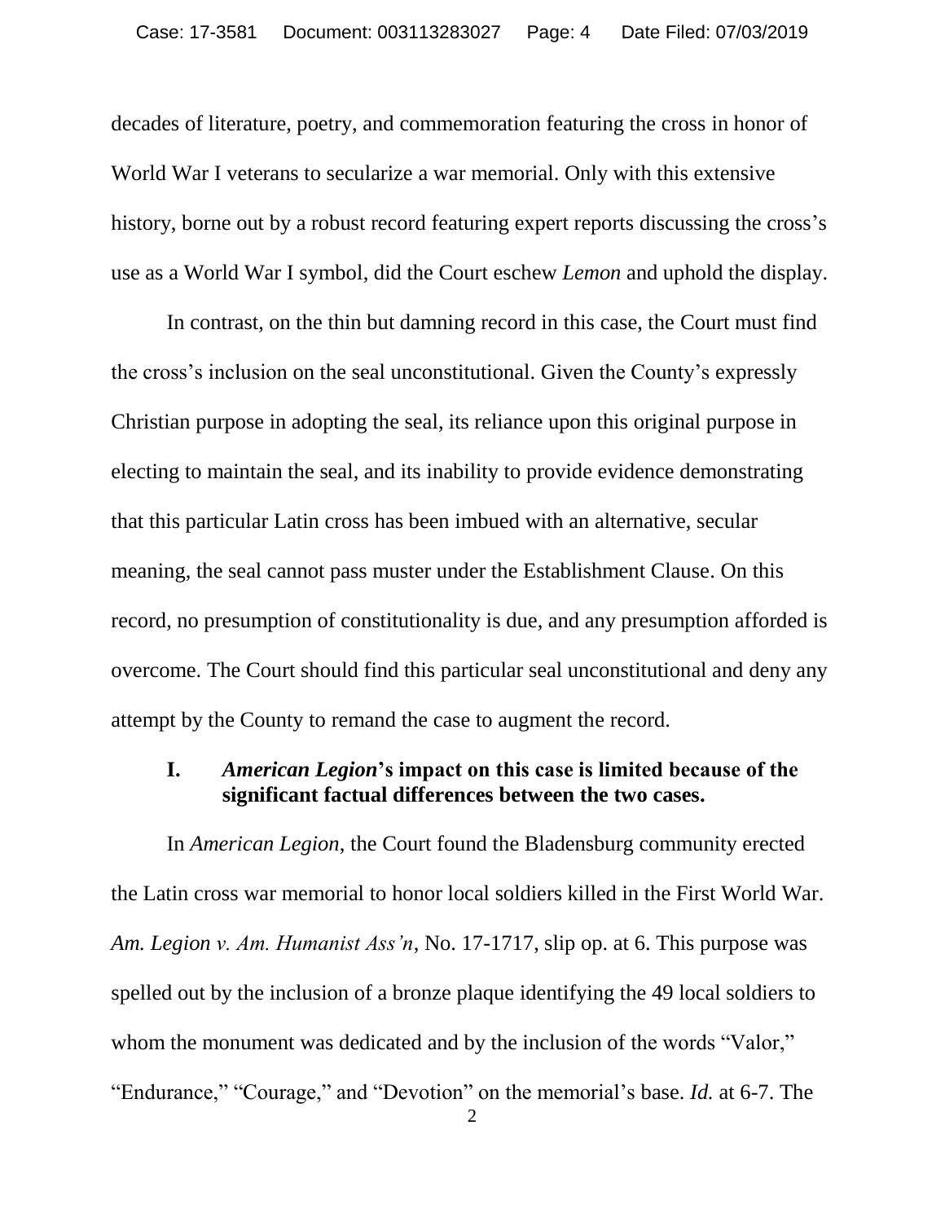decades of literature, poetry, and commemoration featuring the cross in honor of World War I veterans to secularize a war memorial. Only with this extensive history, borne out by a robust record featuring expert reports discussing the cross's use as a World War I symbol, did the Court eschew *Lemon* and uphold the display.

In contrast, on the thin but damning record in this case, the Court must find the cross's inclusion on the seal unconstitutional. Given the County's expressly Christian purpose in adopting the seal, its reliance upon this original purpose in electing to maintain the seal, and its inability to provide evidence demonstrating that this particular Latin cross has been imbued with an alternative, secular meaning, the seal cannot pass muster under the Establishment Clause. On this record, no presumption of constitutionality is due, and any presumption afforded is overcome. The Court should find this particular seal unconstitutional and deny any attempt by the County to remand the case to augment the record.

### I. *American Legion*'s impact on this case is limited because of the significant factual differences between the two cases.

In *American Legion*, the Court found the Bladensburg community erected the Latin cross war memorial to honor local soldiers killed in the First World War. *Am. Legion v. Am. Humanist Ass'n*, No. 17-1717, slip op. at 6. This purpose was spelled out by the inclusion of a bronze plaque identifying the 49 local soldiers to whom the monument was dedicated and by the inclusion of the words "Valor," "Endurance," "Courage," and "Devotion" on the memorial's base. *Id.* at 6-7. The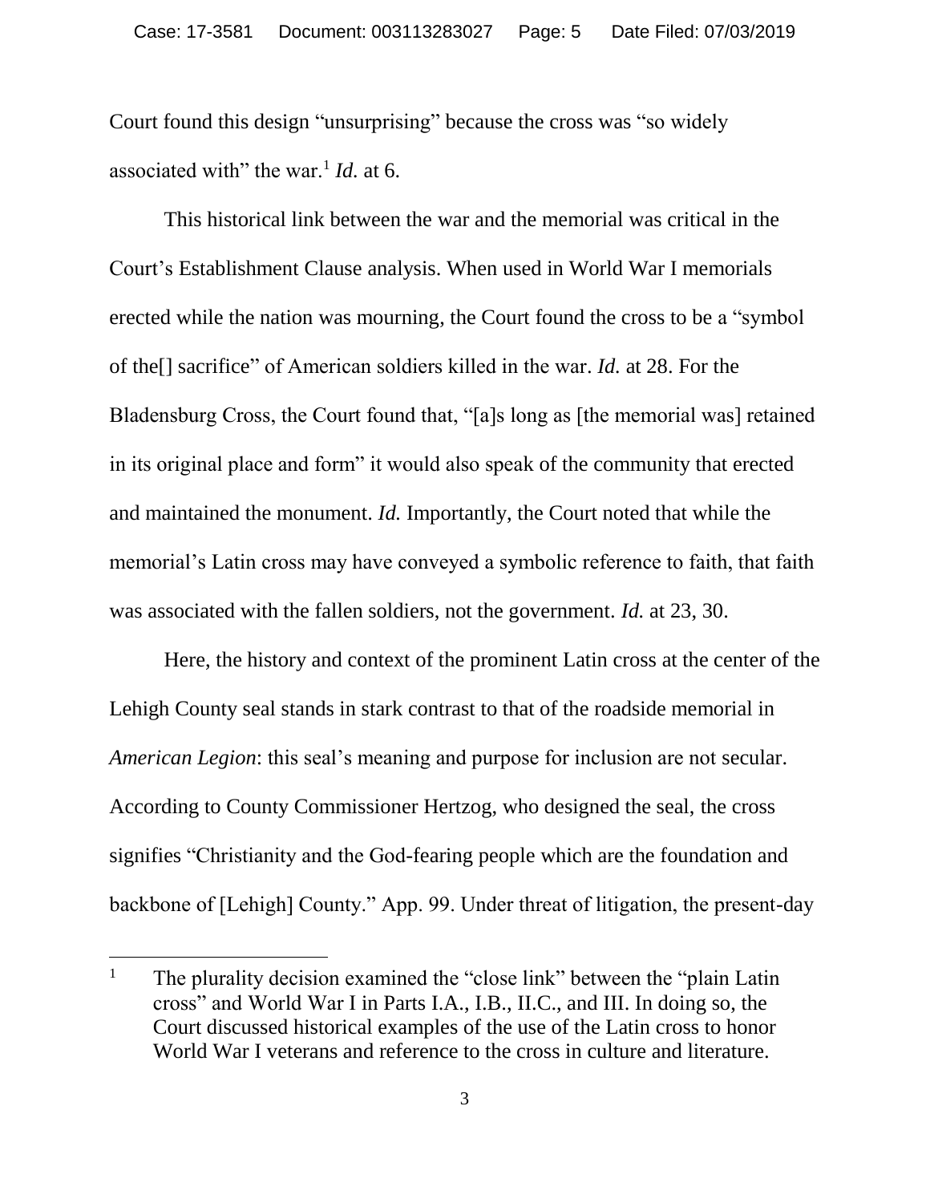Court found this design "unsurprising" because the cross was "so widely associated with" the war.[1] *Id.* at 6.

This historical link between the war and the memorial was critical in the Court's Establishment Clause analysis. When used in World War I memorials erected while the nation was mourning, the Court found the cross to be a "symbol of the[] sacrifice" of American soldiers killed in the war. *Id.* at 28. For the Bladensburg Cross, the Court found that, "[a]s long as [the memorial was] retained in its original place and form" it would also speak of the community that erected and maintained the monument. *Id.* Importantly, the Court noted that while the memorial's Latin cross may have conveyed a symbolic reference to faith, that faith was associated with the fallen soldiers, not the government. *Id.* at 23, 30.

Here, the history and context of the prominent Latin cross at the center of the Lehigh County seal stands in stark contrast to that of the roadside memorial in *American Legion*: this seal's meaning and purpose for inclusion are not secular. According to County Commissioner Hertzog, who designed the seal, the cross signifies "Christianity and the God-fearing people which are the foundation and backbone of [Lehigh] County." App. 99. Under threat of litigation, the present-day

---

[1] The plurality decision examined the "close link" between the "plain Latin cross" and World War I in Parts I.A., I.B., II.C., and III. In doing so, the Court discussed historical examples of the use of the Latin cross to honor World War I veterans and reference to the cross in culture and literature.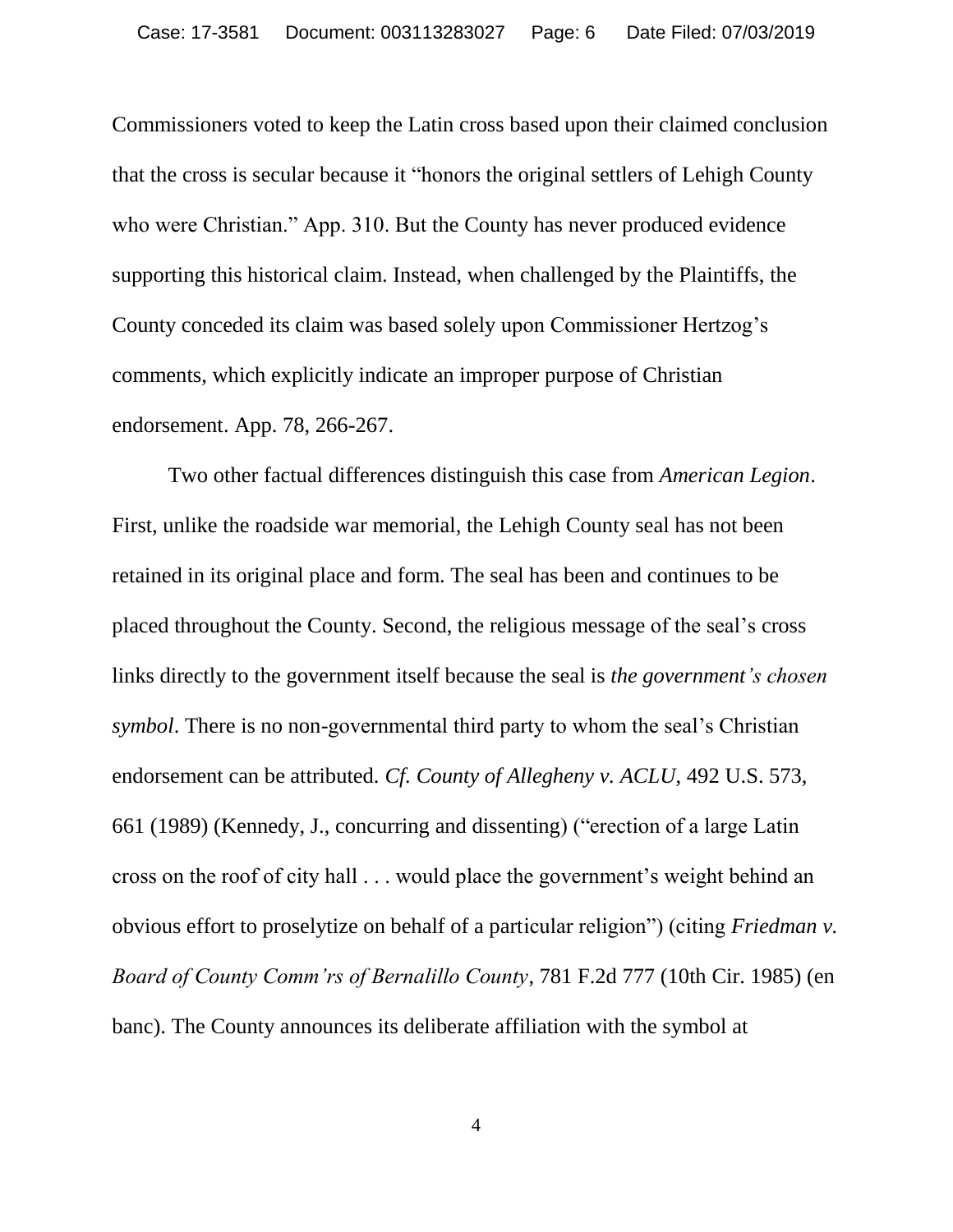Commissioners voted to keep the Latin cross based upon their claimed conclusion that the cross is secular because it "honors the original settlers of Lehigh County who were Christian." App. 310. But the County has never produced evidence supporting this historical claim. Instead, when challenged by the Plaintiffs, the County conceded its claim was based solely upon Commissioner Hertzog's comments, which explicitly indicate an improper purpose of Christian endorsement. App. 78, 266-267.

Two other factual differences distinguish this case from *American Legion*. First, unlike the roadside war memorial, the Lehigh County seal has not been retained in its original place and form. The seal has been and continues to be placed throughout the County. Second, the religious message of the seal's cross links directly to the government itself because the seal is *the government's chosen symbol*. There is no non-governmental third party to whom the seal's Christian endorsement can be attributed. *Cf. County of Allegheny v. ACLU*, 492 U.S. 573, 661 (1989) (Kennedy, J., concurring and dissenting) ("erection of a large Latin cross on the roof of city hall . . . would place the government's weight behind an obvious effort to proselytize on behalf of a particular religion") (citing *Friedman v. Board of County Comm'rs of Bernalillo County*, 781 F.2d 777 (10th Cir. 1985) (en banc). The County announces its deliberate affiliation with the symbol at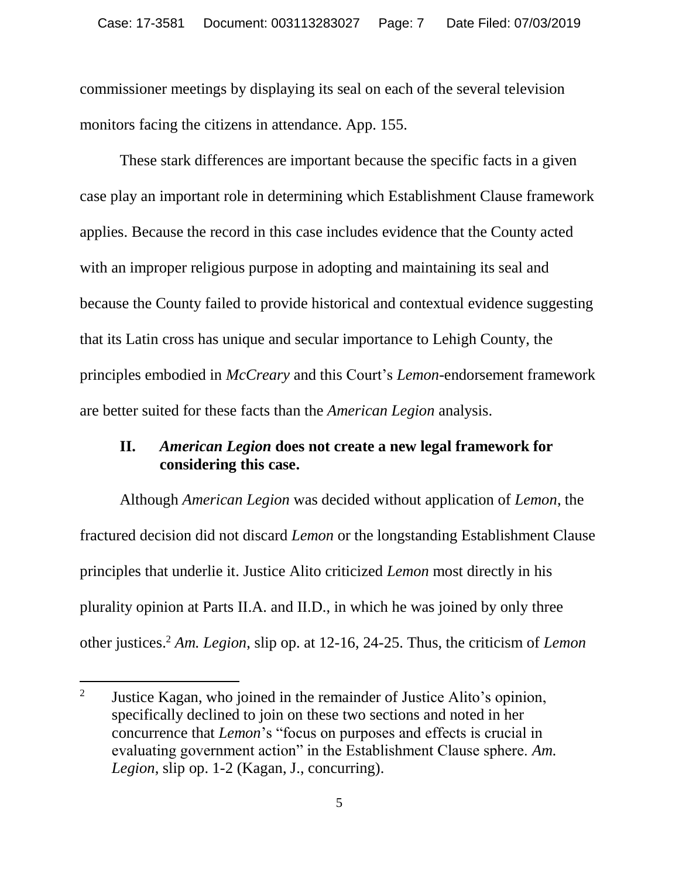commissioner meetings by displaying its seal on each of the several television monitors facing the citizens in attendance. App. 155.

These stark differences are important because the specific facts in a given case play an important role in determining which Establishment Clause framework applies. Because the record in this case includes evidence that the County acted with an improper religious purpose in adopting and maintaining its seal and because the County failed to provide historical and contextual evidence suggesting that its Latin cross has unique and secular importance to Lehigh County, the principles embodied in *McCreary* and this Court's *Lemon*-endorsement framework are better suited for these facts than the *American Legion* analysis.

## II. *American Legion* does not create a new legal framework for considering this case.

Although *American Legion* was decided without application of *Lemon*, the fractured decision did not discard *Lemon* or the longstanding Establishment Clause principles that underlie it. Justice Alito criticized *Lemon* most directly in his plurality opinion at Parts II.A. and II.D., in which he was joined by only three other justices.[2] *Am. Legion*, slip op. at 12-16, 24-25. Thus, the criticism of *Lemon*

[2] Justice Kagan, who joined in the remainder of Justice Alito's opinion, specifically declined to join on these two sections and noted in her concurrence that *Lemon*'s "focus on purposes and effects is crucial in evaluating government action" in the Establishment Clause sphere. *Am. Legion*, slip op. 1-2 (Kagan, J., concurring).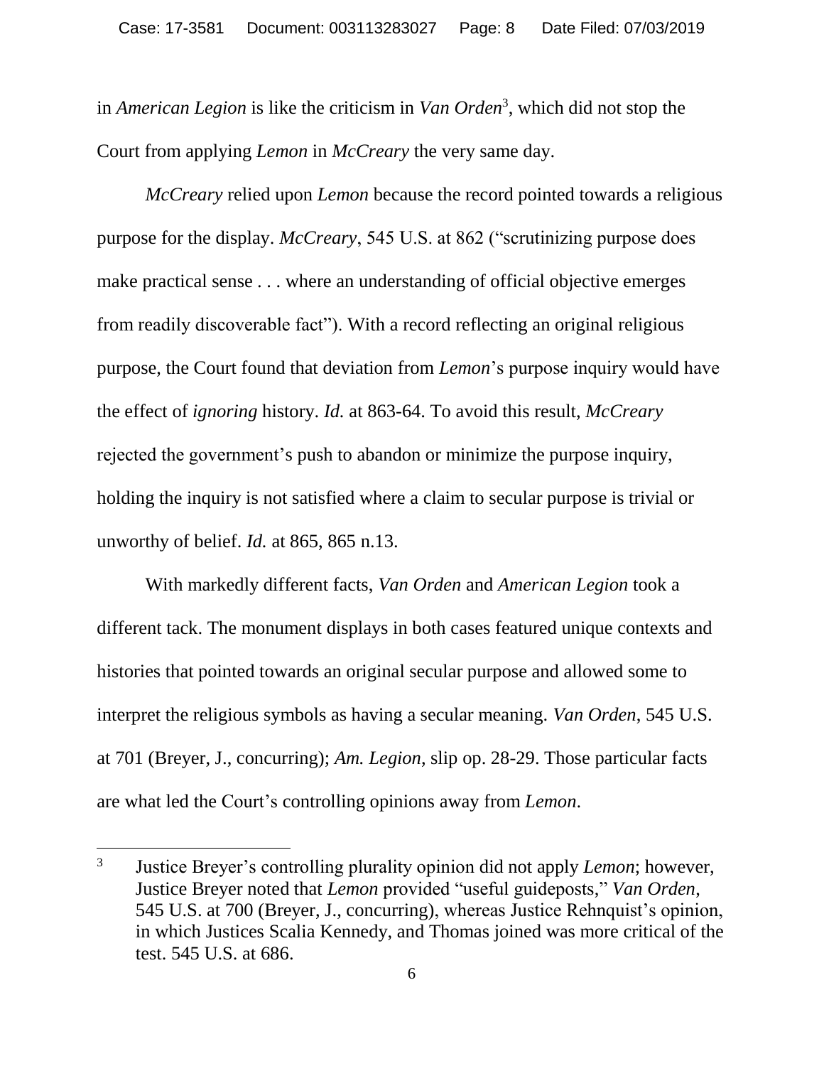in *American Legion* is like the criticism in *Van Orden*[3], which did not stop the Court from applying *Lemon* in *McCreary* the very same day.

*McCreary* relied upon *Lemon* because the record pointed towards a religious purpose for the display. *McCreary*, 545 U.S. at 862 ("scrutinizing purpose does make practical sense . . . where an understanding of official objective emerges from readily discoverable fact"). With a record reflecting an original religious purpose, the Court found that deviation from *Lemon*'s purpose inquiry would have the effect of *ignoring* history. *Id.* at 863-64. To avoid this result, *McCreary* rejected the government's push to abandon or minimize the purpose inquiry, holding the inquiry is not satisfied where a claim to secular purpose is trivial or unworthy of belief. *Id.* at 865, 865 n.13.

With markedly different facts, *Van Orden* and *American Legion* took a different tack. The monument displays in both cases featured unique contexts and histories that pointed towards an original secular purpose and allowed some to interpret the religious symbols as having a secular meaning. *Van Orden*, 545 U.S. at 701 (Breyer, J., concurring); *Am. Legion*, slip op. 28-29. Those particular facts are what led the Court's controlling opinions away from *Lemon*.

---

[3] Justice Breyer's controlling plurality opinion did not apply *Lemon*; however, Justice Breyer noted that *Lemon* provided "useful guideposts," *Van Orden*, 545 U.S. at 700 (Breyer, J., concurring), whereas Justice Rehnquist's opinion, in which Justices Scalia Kennedy, and Thomas joined was more critical of the test. 545 U.S. at 686.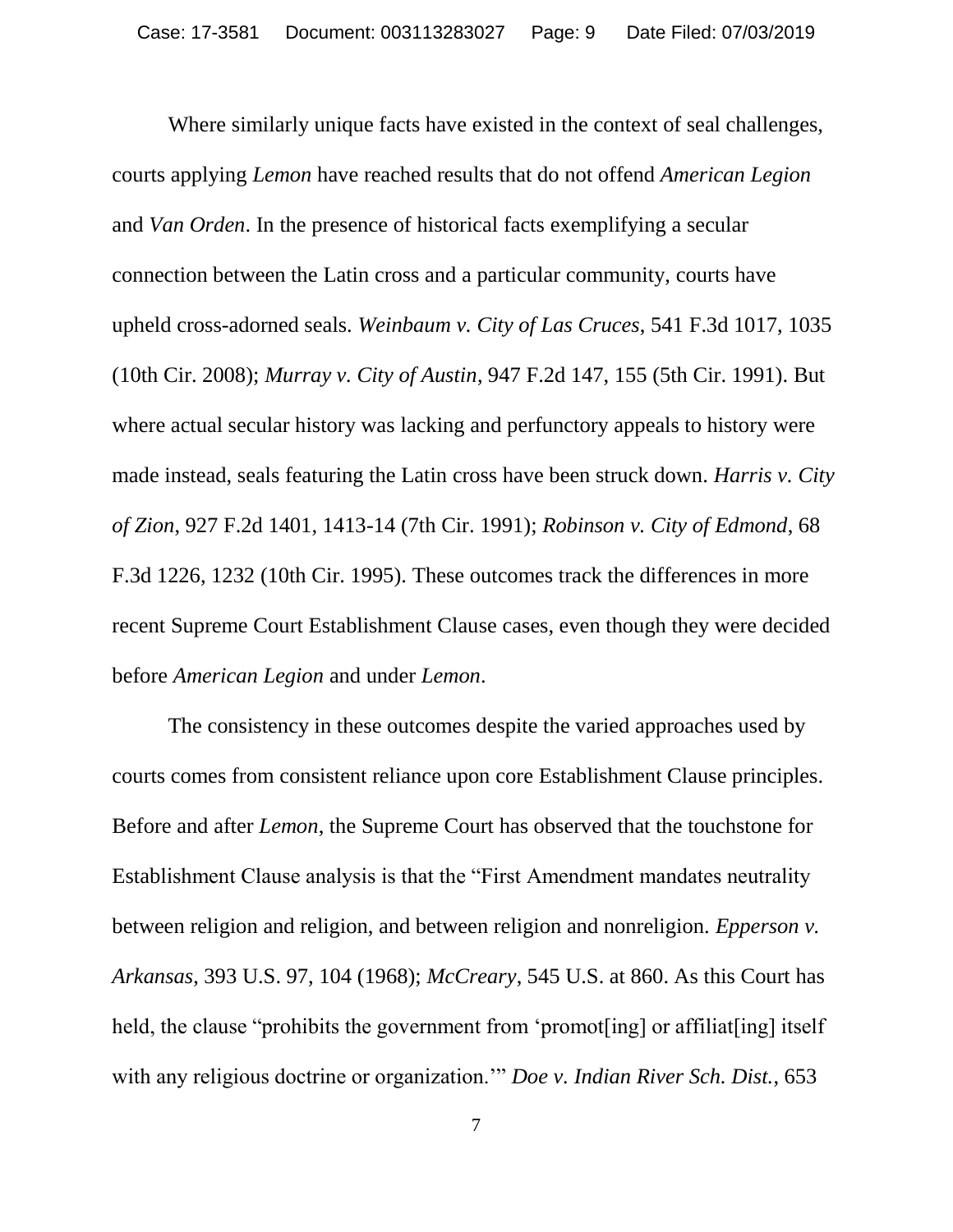Where similarly unique facts have existed in the context of seal challenges, courts applying *Lemon* have reached results that do not offend *American Legion* and *Van Orden*. In the presence of historical facts exemplifying a secular connection between the Latin cross and a particular community, courts have upheld cross-adorned seals. *Weinbaum v. City of Las Cruces*, 541 F.3d 1017, 1035 (10th Cir. 2008); *Murray v. City of Austin*, 947 F.2d 147, 155 (5th Cir. 1991). But where actual secular history was lacking and perfunctory appeals to history were made instead, seals featuring the Latin cross have been struck down. *Harris v. City of Zion*, 927 F.2d 1401, 1413-14 (7th Cir. 1991); *Robinson v. City of Edmond*, 68 F.3d 1226, 1232 (10th Cir. 1995). These outcomes track the differences in more recent Supreme Court Establishment Clause cases, even though they were decided before *American Legion* and under *Lemon*.

The consistency in these outcomes despite the varied approaches used by courts comes from consistent reliance upon core Establishment Clause principles. Before and after *Lemon*, the Supreme Court has observed that the touchstone for Establishment Clause analysis is that the "First Amendment mandates neutrality between religion and religion, and between religion and nonreligion. *Epperson v. Arkansas*, 393 U.S. 97, 104 (1968); *McCreary*, 545 U.S. at 860. As this Court has held, the clause "prohibits the government from 'promot[ing] or affiliat[ing] itself with any religious doctrine or organization.'" *Doe v. Indian River Sch. Dist.*, 653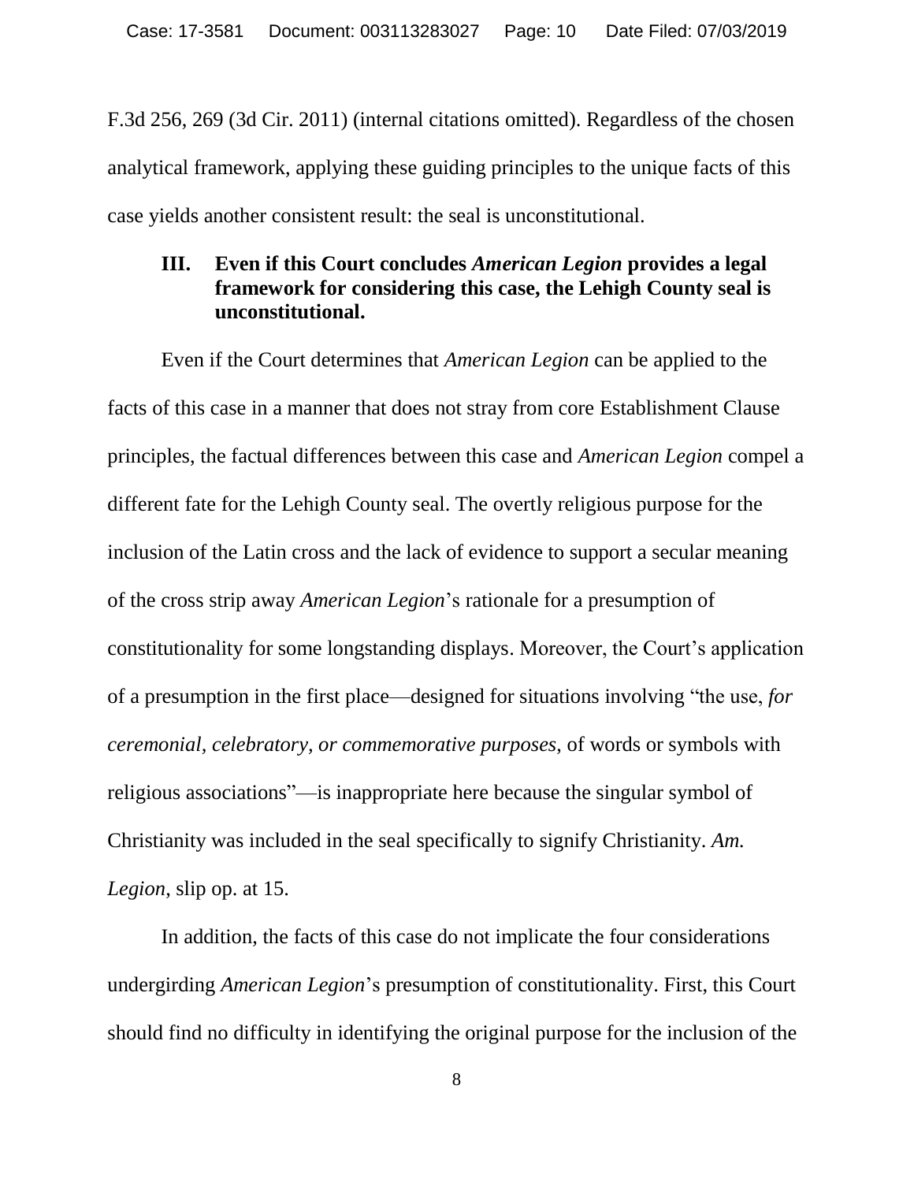F.3d 256, 269 (3d Cir. 2011) (internal citations omitted). Regardless of the chosen analytical framework, applying these guiding principles to the unique facts of this case yields another consistent result: the seal is unconstitutional.

### III. Even if this Court concludes *American Legion* provides a legal framework for considering this case, the Lehigh County seal is unconstitutional.

Even if the Court determines that *American Legion* can be applied to the facts of this case in a manner that does not stray from core Establishment Clause principles, the factual differences between this case and *American Legion* compel a different fate for the Lehigh County seal. The overtly religious purpose for the inclusion of the Latin cross and the lack of evidence to support a secular meaning of the cross strip away *American Legion*'s rationale for a presumption of constitutionality for some longstanding displays. Moreover, the Court's application of a presumption in the first place—designed for situations involving "the use, *for ceremonial, celebratory, or commemorative purposes*, of words or symbols with religious associations"—is inappropriate here because the singular symbol of Christianity was included in the seal specifically to signify Christianity. *Am. Legion*, slip op. at 15.

In addition, the facts of this case do not implicate the four considerations undergirding *American Legion*'s presumption of constitutionality. First, this Court should find no difficulty in identifying the original purpose for the inclusion of the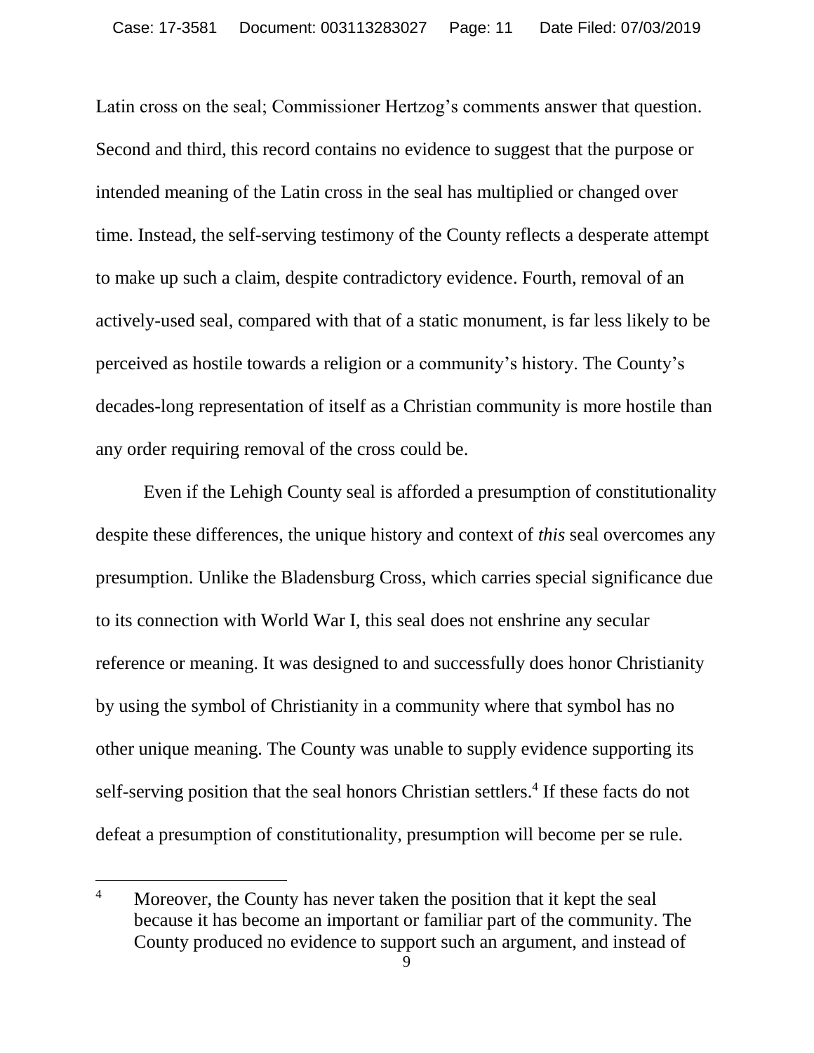Latin cross on the seal; Commissioner Hertzog's comments answer that question. Second and third, this record contains no evidence to suggest that the purpose or intended meaning of the Latin cross in the seal has multiplied or changed over time. Instead, the self-serving testimony of the County reflects a desperate attempt to make up such a claim, despite contradictory evidence. Fourth, removal of an actively-used seal, compared with that of a static monument, is far less likely to be perceived as hostile towards a religion or a community's history. The County's decades-long representation of itself as a Christian community is more hostile than any order requiring removal of the cross could be.

Even if the Lehigh County seal is afforded a presumption of constitutionality despite these differences, the unique history and context of *this* seal overcomes any presumption. Unlike the Bladensburg Cross, which carries special significance due to its connection with World War I, this seal does not enshrine any secular reference or meaning. It was designed to and successfully does honor Christianity by using the symbol of Christianity in a community where that symbol has no other unique meaning. The County was unable to supply evidence supporting its self-serving position that the seal honors Christian settlers.[4] If these facts do not defeat a presumption of constitutionality, presumption will become per se rule.

---

[4] Moreover, the County has never taken the position that it kept the seal because it has become an important or familiar part of the community. The County produced no evidence to support such an argument, and instead of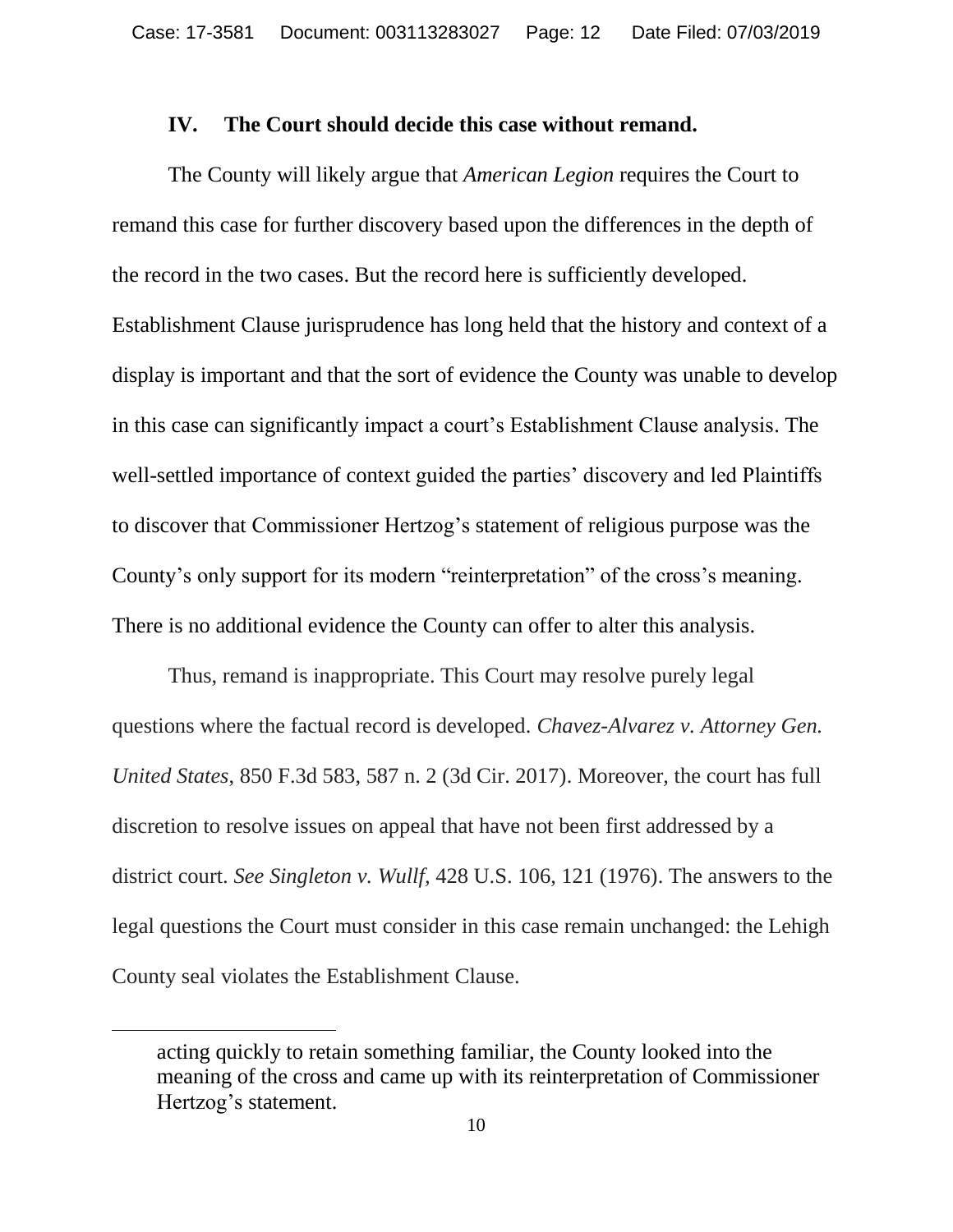## IV. The Court should decide this case without remand.

The County will likely argue that *American Legion* requires the Court to remand this case for further discovery based upon the differences in the depth of the record in the two cases. But the record here is sufficiently developed. Establishment Clause jurisprudence has long held that the history and context of a display is important and that the sort of evidence the County was unable to develop in this case can significantly impact a court's Establishment Clause analysis. The well-settled importance of context guided the parties' discovery and led Plaintiffs to discover that Commissioner Hertzog's statement of religious purpose was the County's only support for its modern "reinterpretation" of the cross's meaning. There is no additional evidence the County can offer to alter this analysis.

Thus, remand is inappropriate. This Court may resolve purely legal questions where the factual record is developed. *Chavez-Alvarez v. Attorney Gen. United States*, 850 F.3d 583, 587 n. 2 (3d Cir. 2017). Moreover, the court has full discretion to resolve issues on appeal that have not been first addressed by a district court. *See Singleton v. Wullf*, 428 U.S. 106, 121 (1976). The answers to the legal questions the Court must consider in this case remain unchanged: the Lehigh County seal violates the Establishment Clause.

---

acting quickly to retain something familiar, the County looked into the meaning of the cross and came up with its reinterpretation of Commissioner Hertzog's statement.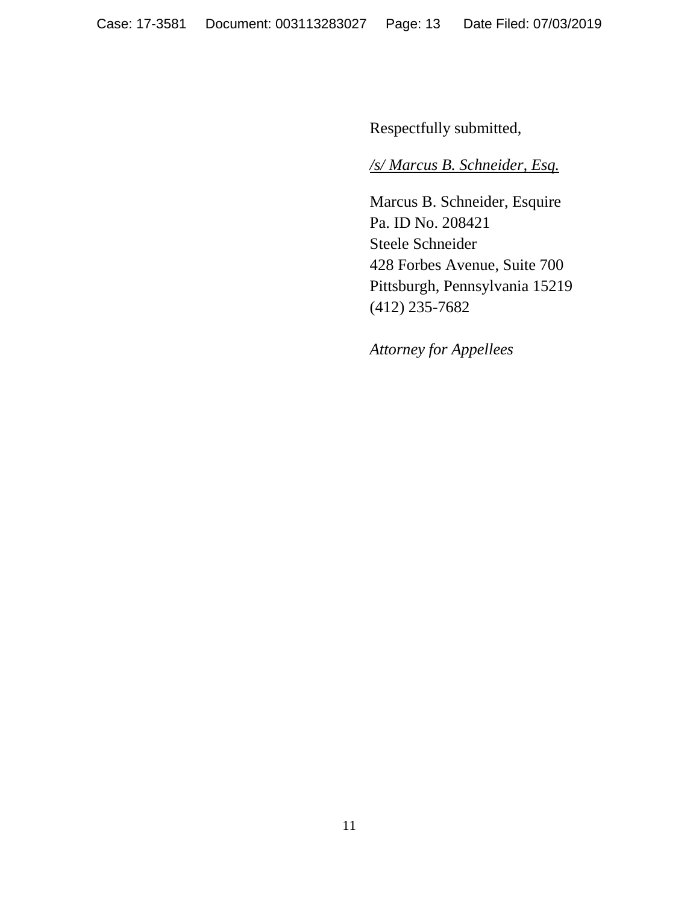Respectfully submitted,

*/s/ Marcus B. Schneider, Esq.*

Marcus B. Schneider, Esquire
Pa. ID No. 208421
Steele Schneider
428 Forbes Avenue, Suite 700
Pittsburgh, Pennsylvania 15219
(412) 235-7682

*Attorney for Appellees*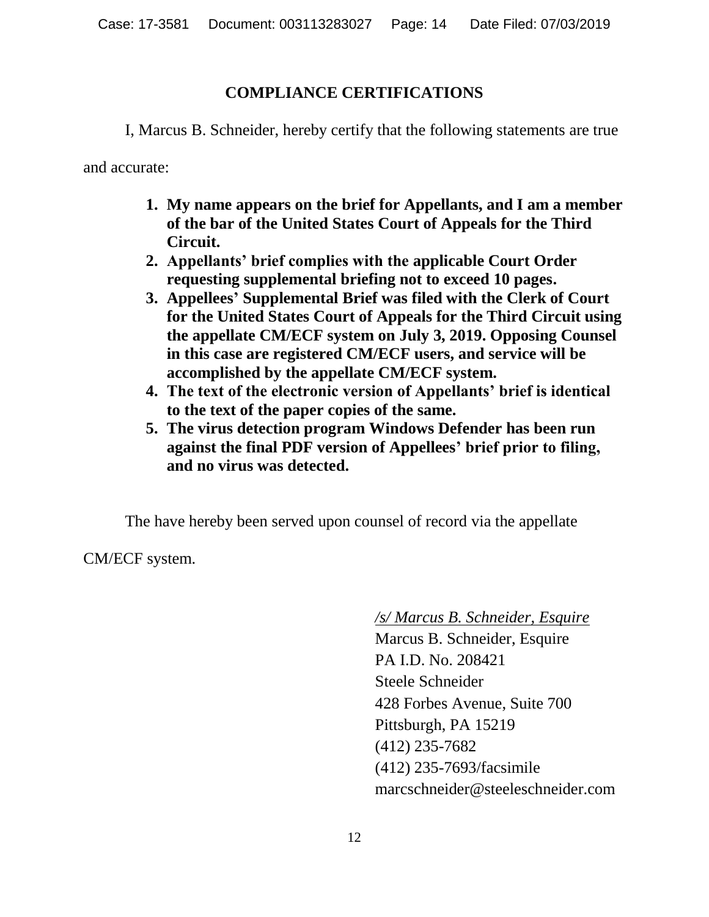## COMPLIANCE CERTIFICATIONS

I, Marcus B. Schneider, hereby certify that the following statements are true and accurate:

1. **My name appears on the brief for Appellants, and I am a member of the bar of the United States Court of Appeals for the Third Circuit.**
2. **Appellants' brief complies with the applicable Court Order requesting supplemental briefing not to exceed 10 pages.**
3. **Appellees' Supplemental Brief was filed with the Clerk of Court for the United States Court of Appeals for the Third Circuit using the appellate CM/ECF system on July 3, 2019. Opposing Counsel in this case are registered CM/ECF users, and service will be accomplished by the appellate CM/ECF system.**
4. **The text of the electronic version of Appellants' brief is identical to the text of the paper copies of the same.**
5. **The virus detection program Windows Defender has been run against the final PDF version of Appellees' brief prior to filing, and no virus was detected.**

The have hereby been served upon counsel of record via the appellate CM/ECF system.

*/s/ Marcus B. Schneider, Esquire*
Marcus B. Schneider, Esquire
PA I.D. No. 208421
Steele Schneider
428 Forbes Avenue, Suite 700
Pittsburgh, PA 15219
(412) 235-7682
(412) 235-7693/facsimile
marcschneider@steeleschneider.com